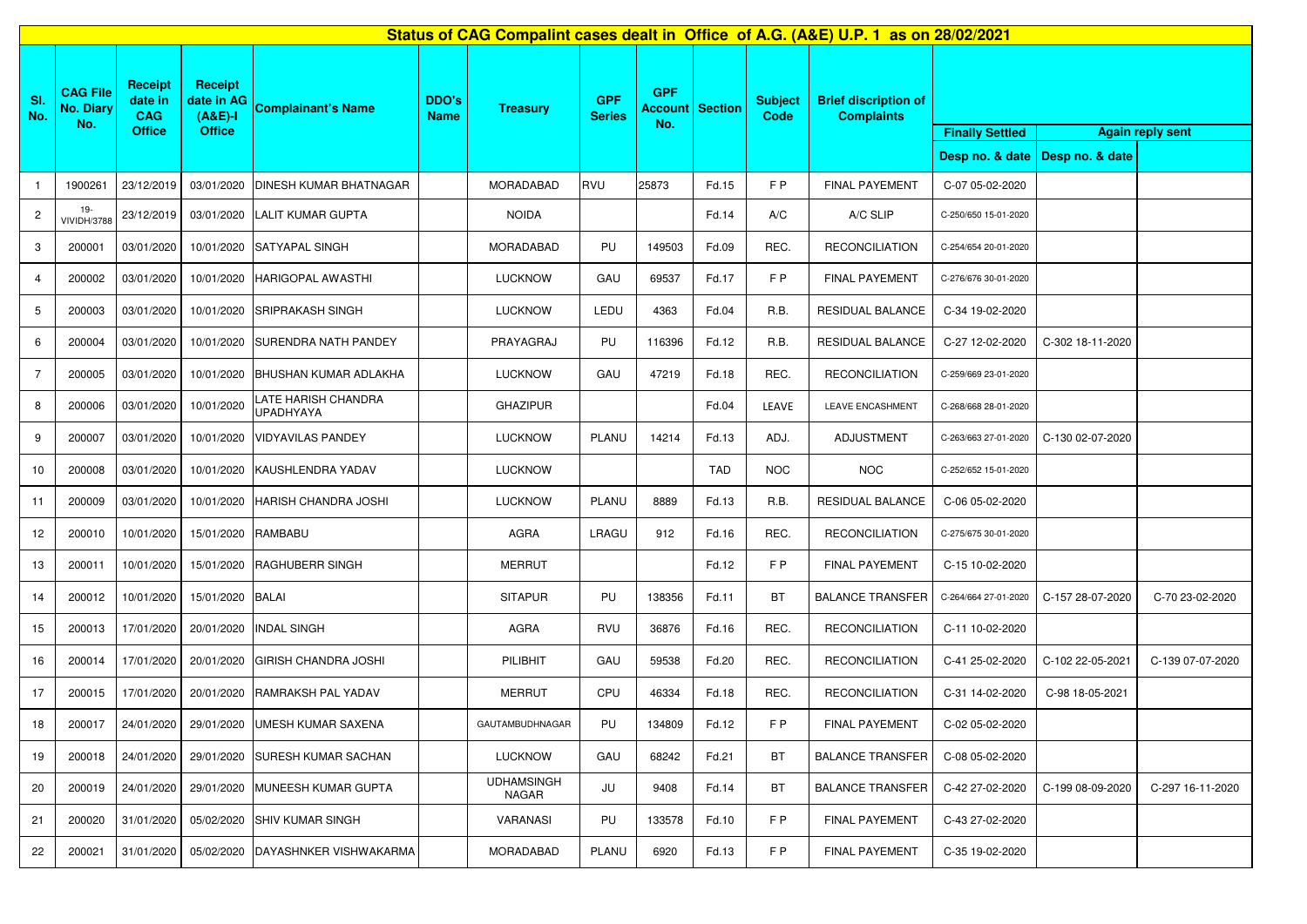# Status of CAG Compalint cases dealt in Office of A.G. (A&E) U.P. 1 as on 28/02/2021

| Sl. No. | CAG File No. Diary No. | Receipt date in CAG Office | Receipt date in AG (A&E)-I Office | Complainant's Name | DDO's Name | Treasury | GPF Series | GPF Account No. | Section | Subject Code | Brief discription of Complaints | Finally Settled | Again reply sent | |
|---|---|---|---|---|---|---|---|---|---|---|---|---|---|---|
| | | | | | | | | | | | | Desp no. & date | Desp no. & date | |
| 1 | 1900261 | 23/12/2019 | 03/01/2020 | DINESH KUMAR BHATNAGAR | | MORADABAD | RVU | 25873 | Fd.15 | F P | FINAL PAYEMENT | C-07 05-02-2020 | | |
| 2 | 19-VIVIDH/3788 | 23/12/2019 | 03/01/2020 | LALIT KUMAR GUPTA | | NOIDA | | | Fd.14 | A/C | A/C SLIP | C-250/650 15-01-2020 | | |
| 3 | 200001 | 03/01/2020 | 10/01/2020 | SATYAPAL SINGH | | MORADABAD | PU | 149503 | Fd.09 | REC. | RECONCILIATION | C-254/654 20-01-2020 | | |
| 4 | 200002 | 03/01/2020 | 10/01/2020 | HARIGOPAL AWASTHI | | LUCKNOW | GAU | 69537 | Fd.17 | F P | FINAL PAYEMENT | C-276/676 30-01-2020 | | |
| 5 | 200003 | 03/01/2020 | 10/01/2020 | SRIPRAKASH SINGH | | LUCKNOW | LEDU | 4363 | Fd.04 | R.B. | RESIDUAL BALANCE | C-34 19-02-2020 | | |
| 6 | 200004 | 03/01/2020 | 10/01/2020 | SURENDRA NATH PANDEY | | PRAYAGRAJ | PU | 116396 | Fd.12 | R.B. | RESIDUAL BALANCE | C-27 12-02-2020 | C-302 18-11-2020 | |
| 7 | 200005 | 03/01/2020 | 10/01/2020 | BHUSHAN KUMAR ADLAKHA | | LUCKNOW | GAU | 47219 | Fd.18 | REC. | RECONCILIATION | C-259/669 23-01-2020 | | |
| 8 | 200006 | 03/01/2020 | 10/01/2020 | LATE HARISH CHANDRA UPADHYAYA | | GHAZIPUR | | | Fd.04 | LEAVE | LEAVE ENCASHMENT | C-268/668 28-01-2020 | | |
| 9 | 200007 | 03/01/2020 | 10/01/2020 | VIDYAVILAS PANDEY | | LUCKNOW | PLANU | 14214 | Fd.13 | ADJ. | ADJUSTMENT | C-263/663 27-01-2020 | C-130 02-07-2020 | |
| 10 | 200008 | 03/01/2020 | 10/01/2020 | KAUSHLENDRA YADAV | | LUCKNOW | | | TAD | NOC | NOC | C-252/652 15-01-2020 | | |
| 11 | 200009 | 03/01/2020 | 10/01/2020 | HARISH CHANDRA JOSHI | | LUCKNOW | PLANU | 8889 | Fd.13 | R.B. | RESIDUAL BALANCE | C-06 05-02-2020 | | |
| 12 | 200010 | 10/01/2020 | 15/01/2020 | RAMBABU | | AGRA | LRAGU | 912 | Fd.16 | REC. | RECONCILIATION | C-275/675 30-01-2020 | | |
| 13 | 200011 | 10/01/2020 | 15/01/2020 | RAGHUBERR SINGH | | MERRUT | | | Fd.12 | F P | FINAL PAYEMENT | C-15 10-02-2020 | | |
| 14 | 200012 | 10/01/2020 | 15/01/2020 | BALAI | | SITAPUR | PU | 138356 | Fd.11 | BT | BALANCE TRANSFER | C-264/664 27-01-2020 | C-157 28-07-2020 | C-70 23-02-2020 |
| 15 | 200013 | 17/01/2020 | 20/01/2020 | INDAL SINGH | | AGRA | RVU | 36876 | Fd.16 | REC. | RECONCILIATION | C-11 10-02-2020 | | |
| 16 | 200014 | 17/01/2020 | 20/01/2020 | GIRISH CHANDRA JOSHI | | PILIBHIT | GAU | 59538 | Fd.20 | REC. | RECONCILIATION | C-41 25-02-2020 | C-102 22-05-2021 | C-139 07-07-2020 |
| 17 | 200015 | 17/01/2020 | 20/01/2020 | RAMRAKSH PAL YADAV | | MERRUT | CPU | 46334 | Fd.18 | REC. | RECONCILIATION | C-31 14-02-2020 | C-98 18-05-2021 | |
| 18 | 200017 | 24/01/2020 | 29/01/2020 | UMESH KUMAR SAXENA | | GAUTAMBUDHNAGAR | PU | 134809 | Fd.12 | F P | FINAL PAYEMENT | C-02 05-02-2020 | | |
| 19 | 200018 | 24/01/2020 | 29/01/2020 | SURESH KUMAR SACHAN | | LUCKNOW | GAU | 68242 | Fd.21 | BT | BALANCE TRANSFER | C-08 05-02-2020 | | |
| 20 | 200019 | 24/01/2020 | 29/01/2020 | MUNEESH KUMAR GUPTA | | UDHAMSINGH NAGAR | JU | 9408 | Fd.14 | BT | BALANCE TRANSFER | C-42 27-02-2020 | C-199 08-09-2020 | C-297 16-11-2020 |
| 21 | 200020 | 31/01/2020 | 05/02/2020 | SHIV KUMAR SINGH | | VARANASI | PU | 133578 | Fd.10 | F P | FINAL PAYEMENT | C-43 27-02-2020 | | |
| 22 | 200021 | 31/01/2020 | 05/02/2020 | DAYASHNKER VISHWAKARMA | | MORADABAD | PLANU | 6920 | Fd.13 | F P | FINAL PAYEMENT | C-35 19-02-2020 | | |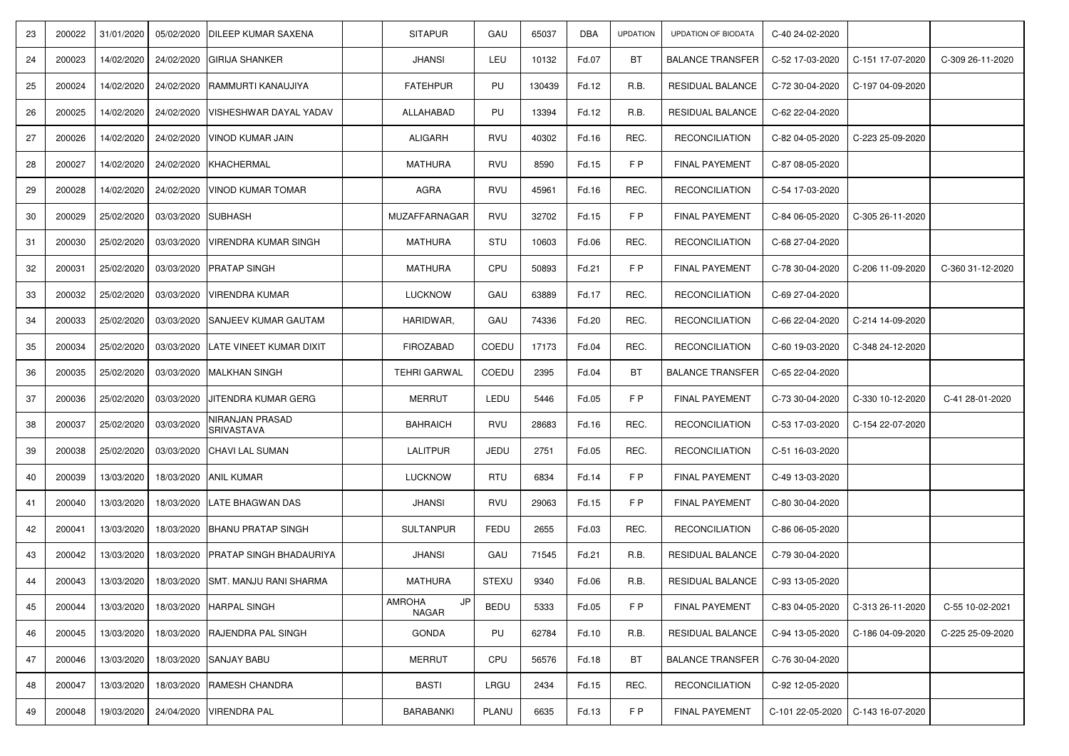| 23 | 200022 | 31/01/2020 | 05/02/2020 | DILEEP KUMAR SAXENA | | SITAPUR | GAU | 65037 | DBA | UPDATION | UPDATION OF BIODATA | C-40 24-02-2020 | | |
|---|---|---|---|---|---|---|---|---|---|---|---|---|---|---|
| 24 | 200023 | 14/02/2020 | 24/02/2020 | GIRIJA SHANKER | | JHANSI | LEU | 10132 | Fd.07 | BT | BALANCE TRANSFER | C-52 17-03-2020 | C-151 17-07-2020 | C-309 26-11-2020 |
| 25 | 200024 | 14/02/2020 | 24/02/2020 | RAMMURTI KANAUJIYA | | FATEHPUR | PU | 130439 | Fd.12 | R.B. | RESIDUAL BALANCE | C-72 30-04-2020 | C-197 04-09-2020 | |
| 26 | 200025 | 14/02/2020 | 24/02/2020 | VISHESHWAR DAYAL YADAV | | ALLAHABAD | PU | 13394 | Fd.12 | R.B. | RESIDUAL BALANCE | C-62 22-04-2020 | | |
| 27 | 200026 | 14/02/2020 | 24/02/2020 | VINOD KUMAR JAIN | | ALIGARH | RVU | 40302 | Fd.16 | REC. | RECONCILIATION | C-82 04-05-2020 | C-223 25-09-2020 | |
| 28 | 200027 | 14/02/2020 | 24/02/2020 | KHACHERMAL | | MATHURA | RVU | 8590 | Fd.15 | F P | FINAL PAYEMENT | C-87 08-05-2020 | | |
| 29 | 200028 | 14/02/2020 | 24/02/2020 | VINOD KUMAR TOMAR | | AGRA | RVU | 45961 | Fd.16 | REC. | RECONCILIATION | C-54 17-03-2020 | | |
| 30 | 200029 | 25/02/2020 | 03/03/2020 | SUBHASH | | MUZAFFARNAGAR | RVU | 32702 | Fd.15 | F P | FINAL PAYEMENT | C-84 06-05-2020 | C-305 26-11-2020 | |
| 31 | 200030 | 25/02/2020 | 03/03/2020 | VIRENDRA KUMAR SINGH | | MATHURA | STU | 10603 | Fd.06 | REC. | RECONCILIATION | C-68 27-04-2020 | | |
| 32 | 200031 | 25/02/2020 | 03/03/2020 | PRATAP SINGH | | MATHURA | CPU | 50893 | Fd.21 | F P | FINAL PAYEMENT | C-78 30-04-2020 | C-206 11-09-2020 | C-360 31-12-2020 |
| 33 | 200032 | 25/02/2020 | 03/03/2020 | VIRENDRA KUMAR | | LUCKNOW | GAU | 63889 | Fd.17 | REC. | RECONCILIATION | C-69 27-04-2020 | | |
| 34 | 200033 | 25/02/2020 | 03/03/2020 | SANJEEV KUMAR GAUTAM | | HARIDWAR, | GAU | 74336 | Fd.20 | REC. | RECONCILIATION | C-66 22-04-2020 | C-214 14-09-2020 | |
| 35 | 200034 | 25/02/2020 | 03/03/2020 | LATE VINEET KUMAR DIXIT | | FIROZABAD | COEDU | 17173 | Fd.04 | REC. | RECONCILIATION | C-60 19-03-2020 | C-348 24-12-2020 | |
| 36 | 200035 | 25/02/2020 | 03/03/2020 | MALKHAN SINGH | | TEHRI GARWAL | COEDU | 2395 | Fd.04 | BT | BALANCE TRANSFER | C-65 22-04-2020 | | |
| 37 | 200036 | 25/02/2020 | 03/03/2020 | JITENDRA KUMAR GERG | | MERRUT | LEDU | 5446 | Fd.05 | F P | FINAL PAYEMENT | C-73 30-04-2020 | C-330 10-12-2020 | C-41 28-01-2020 |
| 38 | 200037 | 25/02/2020 | 03/03/2020 | NIRANJAN PRASAD SRIVASTAVA | | BAHRAICH | RVU | 28683 | Fd.16 | REC. | RECONCILIATION | C-53 17-03-2020 | C-154 22-07-2020 | |
| 39 | 200038 | 25/02/2020 | 03/03/2020 | CHAVI LAL SUMAN | | LALITPUR | JEDU | 2751 | Fd.05 | REC. | RECONCILIATION | C-51 16-03-2020 | | |
| 40 | 200039 | 13/03/2020 | 18/03/2020 | ANIL KUMAR | | LUCKNOW | RTU | 6834 | Fd.14 | F P | FINAL PAYEMENT | C-49 13-03-2020 | | |
| 41 | 200040 | 13/03/2020 | 18/03/2020 | LATE BHAGWAN DAS | | JHANSI | RVU | 29063 | Fd.15 | F P | FINAL PAYEMENT | C-80 30-04-2020 | | |
| 42 | 200041 | 13/03/2020 | 18/03/2020 | BHANU PRATAP SINGH | | SULTANPUR | FEDU | 2655 | Fd.03 | REC. | RECONCILIATION | C-86 06-05-2020 | | |
| 43 | 200042 | 13/03/2020 | 18/03/2020 | PRATAP SINGH BHADAURIYA | | JHANSI | GAU | 71545 | Fd.21 | R.B. | RESIDUAL BALANCE | C-79 30-04-2020 | | |
| 44 | 200043 | 13/03/2020 | 18/03/2020 | SMT. MANJU RANI SHARMA | | MATHURA | STEXU | 9340 | Fd.06 | R.B. | RESIDUAL BALANCE | C-93 13-05-2020 | | |
| 45 | 200044 | 13/03/2020 | 18/03/2020 | HARPAL SINGH | | AMROHA JP NAGAR | BEDU | 5333 | Fd.05 | F P | FINAL PAYEMENT | C-83 04-05-2020 | C-313 26-11-2020 | C-55 10-02-2021 |
| 46 | 200045 | 13/03/2020 | 18/03/2020 | RAJENDRA PAL SINGH | | GONDA | PU | 62784 | Fd.10 | R.B. | RESIDUAL BALANCE | C-94 13-05-2020 | C-186 04-09-2020 | C-225 25-09-2020 |
| 47 | 200046 | 13/03/2020 | 18/03/2020 | SANJAY BABU | | MERRUT | CPU | 56576 | Fd.18 | BT | BALANCE TRANSFER | C-76 30-04-2020 | | |
| 48 | 200047 | 13/03/2020 | 18/03/2020 | RAMESH CHANDRA | | BASTI | LRGU | 2434 | Fd.15 | REC. | RECONCILIATION | C-92 12-05-2020 | | |
| 49 | 200048 | 19/03/2020 | 24/04/2020 | VIRENDRA PAL | | BARABANKI | PLANU | 6635 | Fd.13 | F P | FINAL PAYEMENT | C-101 22-05-2020 | C-143 16-07-2020 | |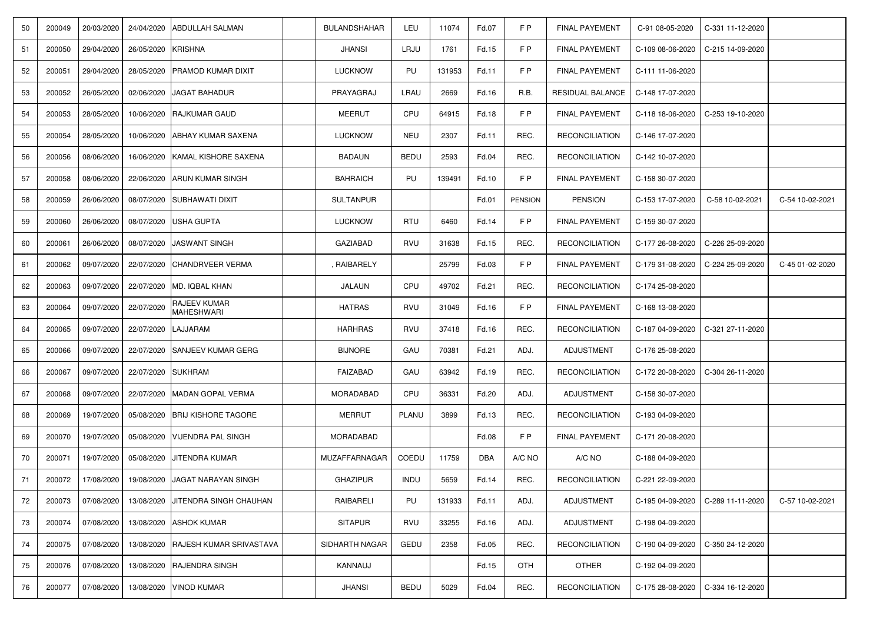| 50 | 200049 | 20/03/2020 | 24/04/2020 | ABDULLAH SALMAN | | BULANDSHAHAR | LEU | 11074 | Fd.07 | F P | FINAL PAYEMENT | C-91 08-05-2020 | C-331 11-12-2020 | |
|---|---|---|---|---|---|---|---|---|---|---|---|---|---|---|
| 51 | 200050 | 29/04/2020 | 26/05/2020 | KRISHNA | | JHANSI | LRJU | 1761 | Fd.15 | F P | FINAL PAYEMENT | C-109 08-06-2020 | C-215 14-09-2020 | |
| 52 | 200051 | 29/04/2020 | 28/05/2020 | PRAMOD KUMAR DIXIT | | LUCKNOW | PU | 131953 | Fd.11 | F P | FINAL PAYEMENT | C-111 11-06-2020 | | |
| 53 | 200052 | 26/05/2020 | 02/06/2020 | JAGAT BAHADUR | | PRAYAGRAJ | LRAU | 2669 | Fd.16 | R.B. | RESIDUAL BALANCE | C-148 17-07-2020 | | |
| 54 | 200053 | 28/05/2020 | 10/06/2020 | RAJKUMAR GAUD | | MEERUT | CPU | 64915 | Fd.18 | F P | FINAL PAYEMENT | C-118 18-06-2020 | C-253 19-10-2020 | |
| 55 | 200054 | 28/05/2020 | 10/06/2020 | ABHAY KUMAR SAXENA | | LUCKNOW | NEU | 2307 | Fd.11 | REC. | RECONCILIATION | C-146 17-07-2020 | | |
| 56 | 200056 | 08/06/2020 | 16/06/2020 | KAMAL KISHORE SAXENA | | BADAUN | BEDU | 2593 | Fd.04 | REC. | RECONCILIATION | C-142 10-07-2020 | | |
| 57 | 200058 | 08/06/2020 | 22/06/2020 | ARUN KUMAR SINGH | | BAHRAICH | PU | 139491 | Fd.10 | F P | FINAL PAYEMENT | C-158 30-07-2020 | | |
| 58 | 200059 | 26/06/2020 | 08/07/2020 | SUBHAWATI DIXIT | | SULTANPUR | | | Fd.01 | PENSION | PENSION | C-153 17-07-2020 | C-58 10-02-2021 | C-54 10-02-2021 |
| 59 | 200060 | 26/06/2020 | 08/07/2020 | USHA GUPTA | | LUCKNOW | RTU | 6460 | Fd.14 | F P | FINAL PAYEMENT | C-159 30-07-2020 | | |
| 60 | 200061 | 26/06/2020 | 08/07/2020 | JASWANT SINGH | | GAZIABAD | RVU | 31638 | Fd.15 | REC. | RECONCILIATION | C-177 26-08-2020 | C-226 25-09-2020 | |
| 61 | 200062 | 09/07/2020 | 22/07/2020 | CHANDRVEER VERMA | | , RAIBARELY | | 25799 | Fd.03 | F P | FINAL PAYEMENT | C-179 31-08-2020 | C-224 25-09-2020 | C-45 01-02-2020 |
| 62 | 200063 | 09/07/2020 | 22/07/2020 | MD. IQBAL KHAN | | JALAUN | CPU | 49702 | Fd.21 | REC. | RECONCILIATION | C-174 25-08-2020 | | |
| 63 | 200064 | 09/07/2020 | 22/07/2020 | RAJEEV KUMAR MAHESHWARI | | HATRAS | RVU | 31049 | Fd.16 | F P | FINAL PAYEMENT | C-168 13-08-2020 | | |
| 64 | 200065 | 09/07/2020 | 22/07/2020 | LAJJARAM | | HARHRAS | RVU | 37418 | Fd.16 | REC. | RECONCILIATION | C-187 04-09-2020 | C-321 27-11-2020 | |
| 65 | 200066 | 09/07/2020 | 22/07/2020 | SANJEEV KUMAR GERG | | BIJNORE | GAU | 70381 | Fd.21 | ADJ. | ADJUSTMENT | C-176 25-08-2020 | | |
| 66 | 200067 | 09/07/2020 | 22/07/2020 | SUKHRAM | | FAIZABAD | GAU | 63942 | Fd.19 | REC. | RECONCILIATION | C-172 20-08-2020 | C-304 26-11-2020 | |
| 67 | 200068 | 09/07/2020 | 22/07/2020 | MADAN GOPAL VERMA | | MORADABAD | CPU | 36331 | Fd.20 | ADJ. | ADJUSTMENT | C-158 30-07-2020 | | |
| 68 | 200069 | 19/07/2020 | 05/08/2020 | BRIJ KISHORE TAGORE | | MERRUT | PLANU | 3899 | Fd.13 | REC. | RECONCILIATION | C-193 04-09-2020 | | |
| 69 | 200070 | 19/07/2020 | 05/08/2020 | VIJENDRA PAL SINGH | | MORADABAD | | | Fd.08 | F P | FINAL PAYEMENT | C-171 20-08-2020 | | |
| 70 | 200071 | 19/07/2020 | 05/08/2020 | JITENDRA KUMAR | | MUZAFFARNAGAR | COEDU | 11759 | DBA | A/C NO | A/C NO | C-188 04-09-2020 | | |
| 71 | 200072 | 17/08/2020 | 19/08/2020 | JAGAT NARAYAN SINGH | | GHAZIPUR | INDU | 5659 | Fd.14 | REC. | RECONCILIATION | C-221 22-09-2020 | | |
| 72 | 200073 | 07/08/2020 | 13/08/2020 | JITENDRA SINGH CHAUHAN | | RAIBARELI | PU | 131933 | Fd.11 | ADJ. | ADJUSTMENT | C-195 04-09-2020 | C-289 11-11-2020 | C-57 10-02-2021 |
| 73 | 200074 | 07/08/2020 | 13/08/2020 | ASHOK KUMAR | | SITAPUR | RVU | 33255 | Fd.16 | ADJ. | ADJUSTMENT | C-198 04-09-2020 | | |
| 74 | 200075 | 07/08/2020 | 13/08/2020 | RAJESH KUMAR SRIVASTAVA | | SIDHARTH NAGAR | GEDU | 2358 | Fd.05 | REC. | RECONCILIATION | C-190 04-09-2020 | C-350 24-12-2020 | |
| 75 | 200076 | 07/08/2020 | 13/08/2020 | RAJENDRA SINGH | | KANNAUJ | | | Fd.15 | OTH | OTHER | C-192 04-09-2020 | | |
| 76 | 200077 | 07/08/2020 | 13/08/2020 | VINOD KUMAR | | JHANSI | BEDU | 5029 | Fd.04 | REC. | RECONCILIATION | C-175 28-08-2020 | C-334 16-12-2020 | |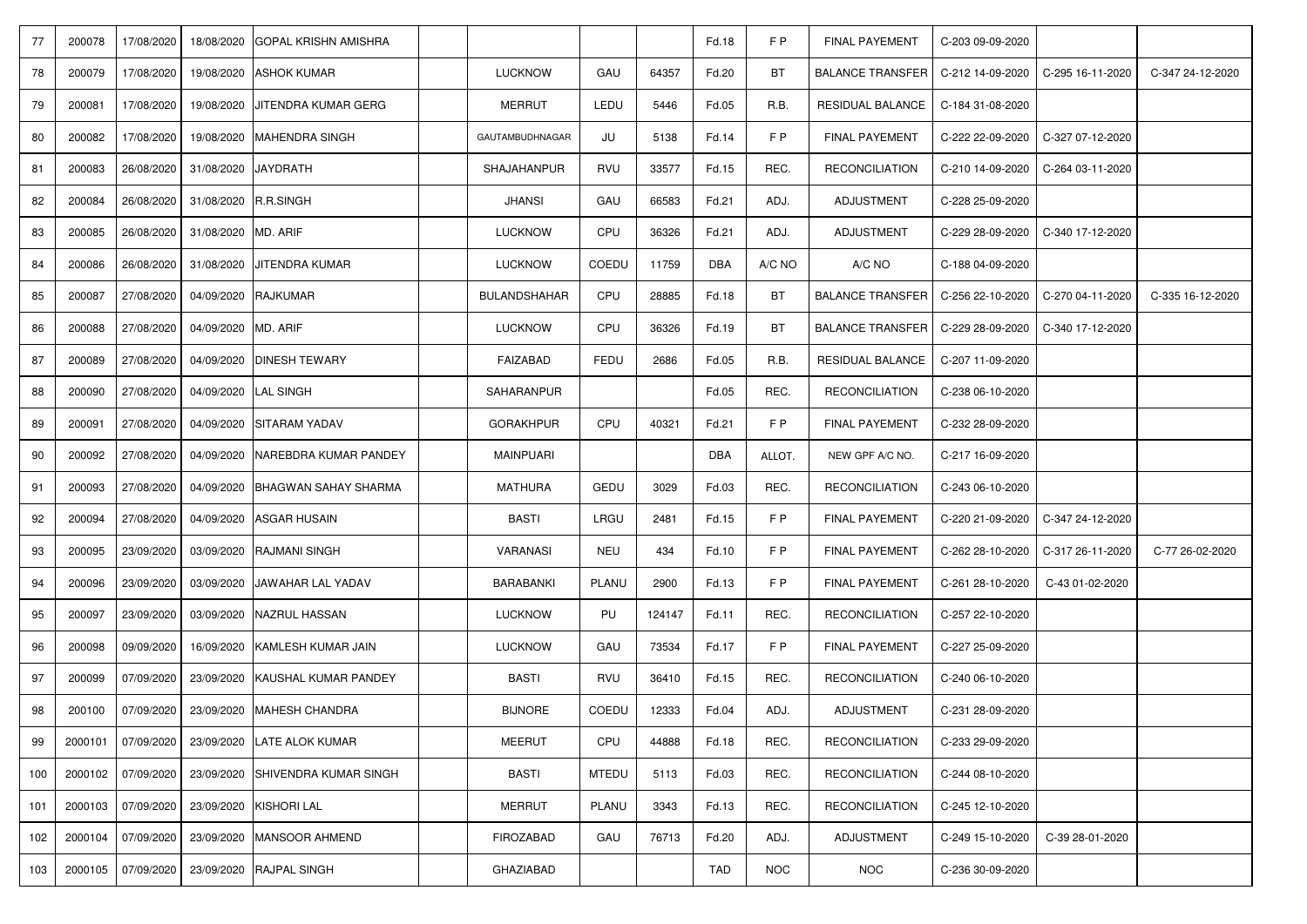| | | | | | | | | | | | | | | |
|---|---|---|---|---|---|---|---|---|---|---|---|---|---|---|
| 77 | 200078 | 17/08/2020 | 18/08/2020 | GOPAL KRISHN AMISHRA | | | | | Fd.18 | F P | FINAL PAYEMENT | C-203 09-09-2020 | | |
| 78 | 200079 | 17/08/2020 | 19/08/2020 | ASHOK KUMAR | | LUCKNOW | GAU | 64357 | Fd.20 | BT | BALANCE TRANSFER | C-212 14-09-2020 | C-295 16-11-2020 | C-347 24-12-2020 |
| 79 | 200081 | 17/08/2020 | 19/08/2020 | JITENDRA KUMAR GERG | | MERRUT | LEDU | 5446 | Fd.05 | R.B. | RESIDUAL BALANCE | C-184 31-08-2020 | | |
| 80 | 200082 | 17/08/2020 | 19/08/2020 | MAHENDRA SINGH | | GAUTAMBUDHNAGAR | JU | 5138 | Fd.14 | F P | FINAL PAYEMENT | C-222 22-09-2020 | C-327 07-12-2020 | |
| 81 | 200083 | 26/08/2020 | 31/08/2020 | JAYDRATH | | SHAJAHANPUR | RVU | 33577 | Fd.15 | REC. | RECONCILIATION | C-210 14-09-2020 | C-264 03-11-2020 | |
| 82 | 200084 | 26/08/2020 | 31/08/2020 | R.R.SINGH | | JHANSI | GAU | 66583 | Fd.21 | ADJ. | ADJUSTMENT | C-228 25-09-2020 | | |
| 83 | 200085 | 26/08/2020 | 31/08/2020 | MD. ARIF | | LUCKNOW | CPU | 36326 | Fd.21 | ADJ. | ADJUSTMENT | C-229 28-09-2020 | C-340 17-12-2020 | |
| 84 | 200086 | 26/08/2020 | 31/08/2020 | JITENDRA KUMAR | | LUCKNOW | COEDU | 11759 | DBA | A/C NO | A/C NO | C-188 04-09-2020 | | |
| 85 | 200087 | 27/08/2020 | 04/09/2020 | RAJKUMAR | | BULANDSHAHAR | CPU | 28885 | Fd.18 | BT | BALANCE TRANSFER | C-256 22-10-2020 | C-270 04-11-2020 | C-335 16-12-2020 |
| 86 | 200088 | 27/08/2020 | 04/09/2020 | MD. ARIF | | LUCKNOW | CPU | 36326 | Fd.19 | BT | BALANCE TRANSFER | C-229 28-09-2020 | C-340 17-12-2020 | |
| 87 | 200089 | 27/08/2020 | 04/09/2020 | DINESH TEWARY | | FAIZABAD | FEDU | 2686 | Fd.05 | R.B. | RESIDUAL BALANCE | C-207 11-09-2020 | | |
| 88 | 200090 | 27/08/2020 | 04/09/2020 | LAL SINGH | | SAHARANPUR | | | Fd.05 | REC. | RECONCILIATION | C-238 06-10-2020 | | |
| 89 | 200091 | 27/08/2020 | 04/09/2020 | SITARAM YADAV | | GORAKHPUR | CPU | 40321 | Fd.21 | F P | FINAL PAYEMENT | C-232 28-09-2020 | | |
| 90 | 200092 | 27/08/2020 | 04/09/2020 | NAREBDRA KUMAR PANDEY | | MAINPUARI | | | DBA | ALLOT. | NEW GPF A/C NO. | C-217 16-09-2020 | | |
| 91 | 200093 | 27/08/2020 | 04/09/2020 | BHAGWAN SAHAY SHARMA | | MATHURA | GEDU | 3029 | Fd.03 | REC. | RECONCILIATION | C-243 06-10-2020 | | |
| 92 | 200094 | 27/08/2020 | 04/09/2020 | ASGAR HUSAIN | | BASTI | LRGU | 2481 | Fd.15 | F P | FINAL PAYEMENT | C-220 21-09-2020 | C-347 24-12-2020 | |
| 93 | 200095 | 23/09/2020 | 03/09/2020 | RAJMANI SINGH | | VARANASI | NEU | 434 | Fd.10 | F P | FINAL PAYEMENT | C-262 28-10-2020 | C-317 26-11-2020 | C-77 26-02-2020 |
| 94 | 200096 | 23/09/2020 | 03/09/2020 | JAWAHAR LAL YADAV | | BARABANKI | PLANU | 2900 | Fd.13 | F P | FINAL PAYEMENT | C-261 28-10-2020 | C-43 01-02-2020 | |
| 95 | 200097 | 23/09/2020 | 03/09/2020 | NAZRUL HASSAN | | LUCKNOW | PU | 124147 | Fd.11 | REC. | RECONCILIATION | C-257 22-10-2020 | | |
| 96 | 200098 | 09/09/2020 | 16/09/2020 | KAMLESH KUMAR JAIN | | LUCKNOW | GAU | 73534 | Fd.17 | F P | FINAL PAYEMENT | C-227 25-09-2020 | | |
| 97 | 200099 | 07/09/2020 | 23/09/2020 | KAUSHAL KUMAR PANDEY | | BASTI | RVU | 36410 | Fd.15 | REC. | RECONCILIATION | C-240 06-10-2020 | | |
| 98 | 200100 | 07/09/2020 | 23/09/2020 | MAHESH CHANDRA | | BIJNORE | COEDU | 12333 | Fd.04 | ADJ. | ADJUSTMENT | C-231 28-09-2020 | | |
| 99 | 2000101 | 07/09/2020 | 23/09/2020 | LATE ALOK KUMAR | | MEERUT | CPU | 44888 | Fd.18 | REC. | RECONCILIATION | C-233 29-09-2020 | | |
| 100 | 2000102 | 07/09/2020 | 23/09/2020 | SHIVENDRA KUMAR SINGH | | BASTI | MTEDU | 5113 | Fd.03 | REC. | RECONCILIATION | C-244 08-10-2020 | | |
| 101 | 2000103 | 07/09/2020 | 23/09/2020 | KISHORI LAL | | MERRUT | PLANU | 3343 | Fd.13 | REC. | RECONCILIATION | C-245 12-10-2020 | | |
| 102 | 2000104 | 07/09/2020 | 23/09/2020 | MANSOOR AHMEND | | FIROZABAD | GAU | 76713 | Fd.20 | ADJ. | ADJUSTMENT | C-249 15-10-2020 | C-39 28-01-2020 | |
| 103 | 2000105 | 07/09/2020 | 23/09/2020 | RAJPAL SINGH | | GHAZIABAD | | | TAD | NOC | NOC | C-236 30-09-2020 | | |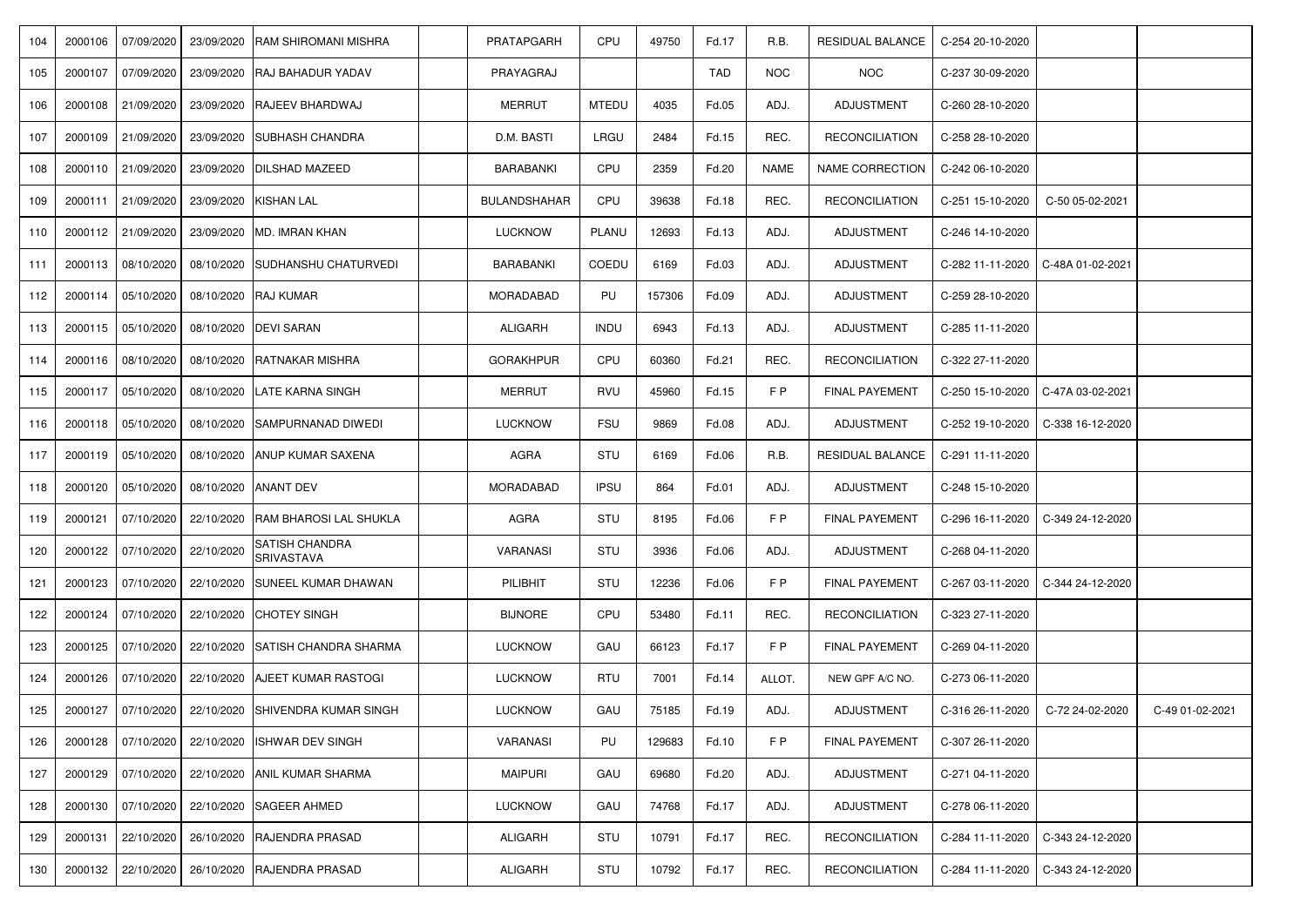| | | | | | | | | | | | | | | |
|---|---|---|---|---|---|---|---|---|---|---|---|---|---|---|
| 104 | 2000106 | 07/09/2020 | 23/09/2020 | RAM SHIROMANI MISHRA | | PRATAPGARH | CPU | 49750 | Fd.17 | R.B. | RESIDUAL BALANCE | C-254 20-10-2020 | | |
| 105 | 2000107 | 07/09/2020 | 23/09/2020 | RAJ BAHADUR YADAV | | PRAYAGRAJ | | | TAD | NOC | NOC | C-237 30-09-2020 | | |
| 106 | 2000108 | 21/09/2020 | 23/09/2020 | RAJEEV BHARDWAJ | | MERRUT | MTEDU | 4035 | Fd.05 | ADJ. | ADJUSTMENT | C-260 28-10-2020 | | |
| 107 | 2000109 | 21/09/2020 | 23/09/2020 | SUBHASH CHANDRA | | D.M. BASTI | LRGU | 2484 | Fd.15 | REC. | RECONCILIATION | C-258 28-10-2020 | | |
| 108 | 2000110 | 21/09/2020 | 23/09/2020 | DILSHAD MAZEED | | BARABANKI | CPU | 2359 | Fd.20 | NAME | NAME CORRECTION | C-242 06-10-2020 | | |
| 109 | 2000111 | 21/09/2020 | 23/09/2020 | KISHAN LAL | | BULANDSHAHAR | CPU | 39638 | Fd.18 | REC. | RECONCILIATION | C-251 15-10-2020 | C-50 05-02-2021 | |
| 110 | 2000112 | 21/09/2020 | 23/09/2020 | MD. IMRAN KHAN | | LUCKNOW | PLANU | 12693 | Fd.13 | ADJ. | ADJUSTMENT | C-246 14-10-2020 | | |
| 111 | 2000113 | 08/10/2020 | 08/10/2020 | SUDHANSHU CHATURVEDI | | BARABANKI | COEDU | 6169 | Fd.03 | ADJ. | ADJUSTMENT | C-282 11-11-2020 | C-48A 01-02-2021 | |
| 112 | 2000114 | 05/10/2020 | 08/10/2020 | RAJ KUMAR | | MORADABAD | PU | 157306 | Fd.09 | ADJ. | ADJUSTMENT | C-259 28-10-2020 | | |
| 113 | 2000115 | 05/10/2020 | 08/10/2020 | DEVI SARAN | | ALIGARH | INDU | 6943 | Fd.13 | ADJ. | ADJUSTMENT | C-285 11-11-2020 | | |
| 114 | 2000116 | 08/10/2020 | 08/10/2020 | RATNAKAR MISHRA | | GORAKHPUR | CPU | 60360 | Fd.21 | REC. | RECONCILIATION | C-322 27-11-2020 | | |
| 115 | 2000117 | 05/10/2020 | 08/10/2020 | LATE KARNA SINGH | | MERRUT | RVU | 45960 | Fd.15 | F P | FINAL PAYEMENT | C-250 15-10-2020 | C-47A 03-02-2021 | |
| 116 | 2000118 | 05/10/2020 | 08/10/2020 | SAMPURNANAD DIWEDI | | LUCKNOW | FSU | 9869 | Fd.08 | ADJ. | ADJUSTMENT | C-252 19-10-2020 | C-338 16-12-2020 | |
| 117 | 2000119 | 05/10/2020 | 08/10/2020 | ANUP KUMAR SAXENA | | AGRA | STU | 6169 | Fd.06 | R.B. | RESIDUAL BALANCE | C-291 11-11-2020 | | |
| 118 | 2000120 | 05/10/2020 | 08/10/2020 | ANANT DEV | | MORADABAD | IPSU | 864 | Fd.01 | ADJ. | ADJUSTMENT | C-248 15-10-2020 | | |
| 119 | 2000121 | 07/10/2020 | 22/10/2020 | RAM BHAROSI LAL SHUKLA | | AGRA | STU | 8195 | Fd.06 | F P | FINAL PAYEMENT | C-296 16-11-2020 | C-349 24-12-2020 | |
| 120 | 2000122 | 07/10/2020 | 22/10/2020 | SATISH CHANDRA SRIVASTAVA | | VARANASI | STU | 3936 | Fd.06 | ADJ. | ADJUSTMENT | C-268 04-11-2020 | | |
| 121 | 2000123 | 07/10/2020 | 22/10/2020 | SUNEEL KUMAR DHAWAN | | PILIBHIT | STU | 12236 | Fd.06 | F P | FINAL PAYEMENT | C-267 03-11-2020 | C-344 24-12-2020 | |
| 122 | 2000124 | 07/10/2020 | 22/10/2020 | CHOTEY SINGH | | BIJNORE | CPU | 53480 | Fd.11 | REC. | RECONCILIATION | C-323 27-11-2020 | | |
| 123 | 2000125 | 07/10/2020 | 22/10/2020 | SATISH CHANDRA SHARMA | | LUCKNOW | GAU | 66123 | Fd.17 | F P | FINAL PAYEMENT | C-269 04-11-2020 | | |
| 124 | 2000126 | 07/10/2020 | 22/10/2020 | AJEET KUMAR RASTOGI | | LUCKNOW | RTU | 7001 | Fd.14 | ALLOT. | NEW GPF A/C NO. | C-273 06-11-2020 | | |
| 125 | 2000127 | 07/10/2020 | 22/10/2020 | SHIVENDRA KUMAR SINGH | | LUCKNOW | GAU | 75185 | Fd.19 | ADJ. | ADJUSTMENT | C-316 26-11-2020 | C-72 24-02-2020 | C-49 01-02-2021 |
| 126 | 2000128 | 07/10/2020 | 22/10/2020 | ISHWAR DEV SINGH | | VARANASI | PU | 129683 | Fd.10 | F P | FINAL PAYEMENT | C-307 26-11-2020 | | |
| 127 | 2000129 | 07/10/2020 | 22/10/2020 | ANIL KUMAR SHARMA | | MAIPURI | GAU | 69680 | Fd.20 | ADJ. | ADJUSTMENT | C-271 04-11-2020 | | |
| 128 | 2000130 | 07/10/2020 | 22/10/2020 | SAGEER AHMED | | LUCKNOW | GAU | 74768 | Fd.17 | ADJ. | ADJUSTMENT | C-278 06-11-2020 | | |
| 129 | 2000131 | 22/10/2020 | 26/10/2020 | RAJENDRA PRASAD | | ALIGARH | STU | 10791 | Fd.17 | REC. | RECONCILIATION | C-284 11-11-2020 | C-343 24-12-2020 | |
| 130 | 2000132 | 22/10/2020 | 26/10/2020 | RAJENDRA PRASAD | | ALIGARH | STU | 10792 | Fd.17 | REC. | RECONCILIATION | C-284 11-11-2020 | C-343 24-12-2020 | |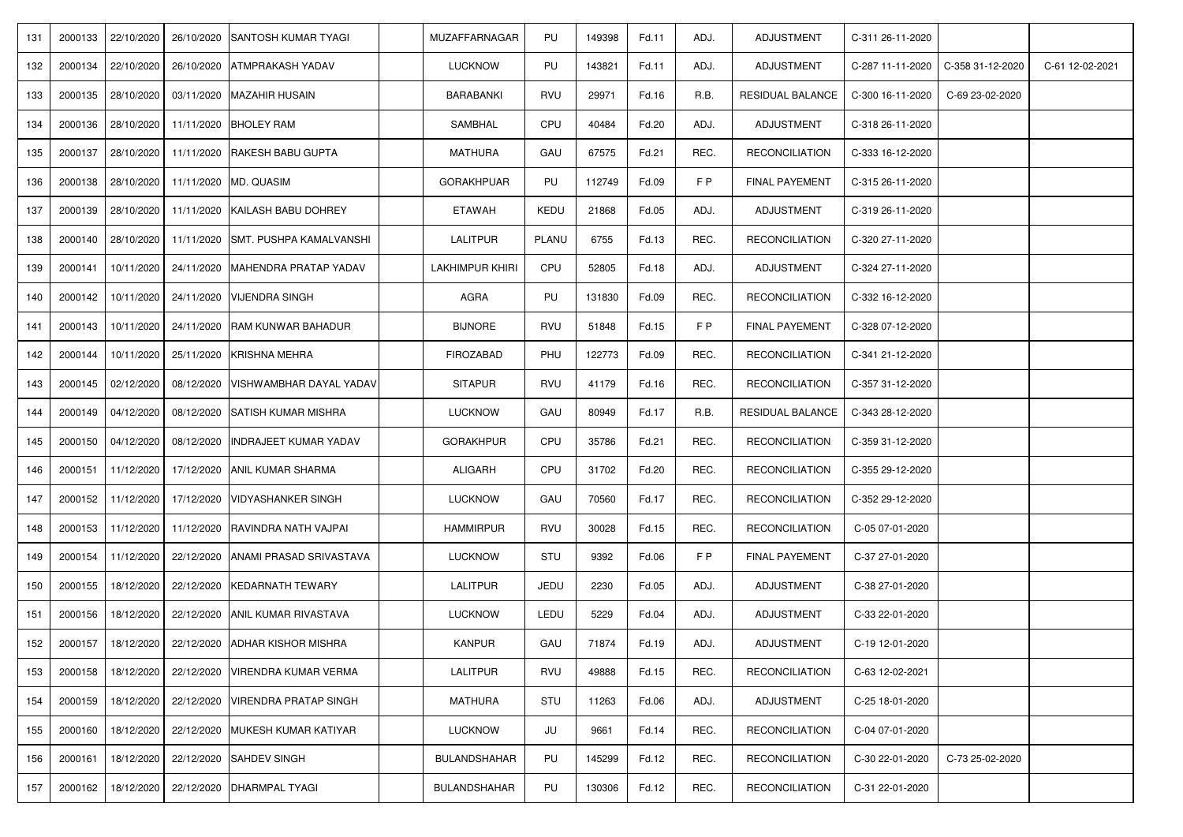| 131 | 2000133 | 22/10/2020 | 26/10/2020 | SANTOSH KUMAR TYAGI | | MUZAFFARNAGAR | PU | 149398 | Fd.11 | ADJ. | ADJUSTMENT | C-311 26-11-2020 | | |
|---|---|---|---|---|---|---|---|---|---|---|---|---|---|---|
| 132 | 2000134 | 22/10/2020 | 26/10/2020 | ATMPRAKASH YADAV | | LUCKNOW | PU | 143821 | Fd.11 | ADJ. | ADJUSTMENT | C-287 11-11-2020 | C-358 31-12-2020 | C-61 12-02-2021 |
| 133 | 2000135 | 28/10/2020 | 03/11/2020 | MAZAHIR HUSAIN | | BARABANKI | RVU | 29971 | Fd.16 | R.B. | RESIDUAL BALANCE | C-300 16-11-2020 | C-69 23-02-2020 | |
| 134 | 2000136 | 28/10/2020 | 11/11/2020 | BHOLEY RAM | | SAMBHAL | CPU | 40484 | Fd.20 | ADJ. | ADJUSTMENT | C-318 26-11-2020 | | |
| 135 | 2000137 | 28/10/2020 | 11/11/2020 | RAKESH BABU GUPTA | | MATHURA | GAU | 67575 | Fd.21 | REC. | RECONCILIATION | C-333 16-12-2020 | | |
| 136 | 2000138 | 28/10/2020 | 11/11/2020 | MD. QUASIM | | GORAKHPUAR | PU | 112749 | Fd.09 | F P | FINAL PAYEMENT | C-315 26-11-2020 | | |
| 137 | 2000139 | 28/10/2020 | 11/11/2020 | KAILASH BABU DOHREY | | ETAWAH | KEDU | 21868 | Fd.05 | ADJ. | ADJUSTMENT | C-319 26-11-2020 | | |
| 138 | 2000140 | 28/10/2020 | 11/11/2020 | SMT. PUSHPA KAMALVANSHI | | LALITPUR | PLANU | 6755 | Fd.13 | REC. | RECONCILIATION | C-320 27-11-2020 | | |
| 139 | 2000141 | 10/11/2020 | 24/11/2020 | MAHENDRA PRATAP YADAV | | LAKHIMPUR KHIRI | CPU | 52805 | Fd.18 | ADJ. | ADJUSTMENT | C-324 27-11-2020 | | |
| 140 | 2000142 | 10/11/2020 | 24/11/2020 | VIJENDRA SINGH | | AGRA | PU | 131830 | Fd.09 | REC. | RECONCILIATION | C-332 16-12-2020 | | |
| 141 | 2000143 | 10/11/2020 | 24/11/2020 | RAM KUNWAR BAHADUR | | BIJNORE | RVU | 51848 | Fd.15 | F P | FINAL PAYEMENT | C-328 07-12-2020 | | |
| 142 | 2000144 | 10/11/2020 | 25/11/2020 | KRISHNA MEHRA | | FIROZABAD | PHU | 122773 | Fd.09 | REC. | RECONCILIATION | C-341 21-12-2020 | | |
| 143 | 2000145 | 02/12/2020 | 08/12/2020 | VISHWAMBHAR DAYAL YADAV | | SITAPUR | RVU | 41179 | Fd.16 | REC. | RECONCILIATION | C-357 31-12-2020 | | |
| 144 | 2000149 | 04/12/2020 | 08/12/2020 | SATISH KUMAR MISHRA | | LUCKNOW | GAU | 80949 | Fd.17 | R.B. | RESIDUAL BALANCE | C-343 28-12-2020 | | |
| 145 | 2000150 | 04/12/2020 | 08/12/2020 | INDRAJEET KUMAR YADAV | | GORAKHPUR | CPU | 35786 | Fd.21 | REC. | RECONCILIATION | C-359 31-12-2020 | | |
| 146 | 2000151 | 11/12/2020 | 17/12/2020 | ANIL KUMAR SHARMA | | ALIGARH | CPU | 31702 | Fd.20 | REC. | RECONCILIATION | C-355 29-12-2020 | | |
| 147 | 2000152 | 11/12/2020 | 17/12/2020 | VIDYASHANKER SINGH | | LUCKNOW | GAU | 70560 | Fd.17 | REC. | RECONCILIATION | C-352 29-12-2020 | | |
| 148 | 2000153 | 11/12/2020 | 11/12/2020 | RAVINDRA NATH VAJPAI | | HAMMIRPUR | RVU | 30028 | Fd.15 | REC. | RECONCILIATION | C-05 07-01-2020 | | |
| 149 | 2000154 | 11/12/2020 | 22/12/2020 | ANAMI PRASAD SRIVASTAVA | | LUCKNOW | STU | 9392 | Fd.06 | F P | FINAL PAYEMENT | C-37 27-01-2020 | | |
| 150 | 2000155 | 18/12/2020 | 22/12/2020 | KEDARNATH TEWARY | | LALITPUR | JEDU | 2230 | Fd.05 | ADJ. | ADJUSTMENT | C-38 27-01-2020 | | |
| 151 | 2000156 | 18/12/2020 | 22/12/2020 | ANIL KUMAR RIVASTAVA | | LUCKNOW | LEDU | 5229 | Fd.04 | ADJ. | ADJUSTMENT | C-33 22-01-2020 | | |
| 152 | 2000157 | 18/12/2020 | 22/12/2020 | ADHAR KISHOR MISHRA | | KANPUR | GAU | 71874 | Fd.19 | ADJ. | ADJUSTMENT | C-19 12-01-2020 | | |
| 153 | 2000158 | 18/12/2020 | 22/12/2020 | VIRENDRA KUMAR VERMA | | LALITPUR | RVU | 49888 | Fd.15 | REC. | RECONCILIATION | C-63 12-02-2021 | | |
| 154 | 2000159 | 18/12/2020 | 22/12/2020 | VIRENDRA PRATAP SINGH | | MATHURA | STU | 11263 | Fd.06 | ADJ. | ADJUSTMENT | C-25 18-01-2020 | | |
| 155 | 2000160 | 18/12/2020 | 22/12/2020 | MUKESH KUMAR KATIYAR | | LUCKNOW | JU | 9661 | Fd.14 | REC. | RECONCILIATION | C-04 07-01-2020 | | |
| 156 | 2000161 | 18/12/2020 | 22/12/2020 | SAHDEV SINGH | | BULANDSHAHAR | PU | 145299 | Fd.12 | REC. | RECONCILIATION | C-30 22-01-2020 | C-73 25-02-2020 | |
| 157 | 2000162 | 18/12/2020 | 22/12/2020 | DHARMPAL TYAGI | | BULANDSHAHAR | PU | 130306 | Fd.12 | REC. | RECONCILIATION | C-31 22-01-2020 | | |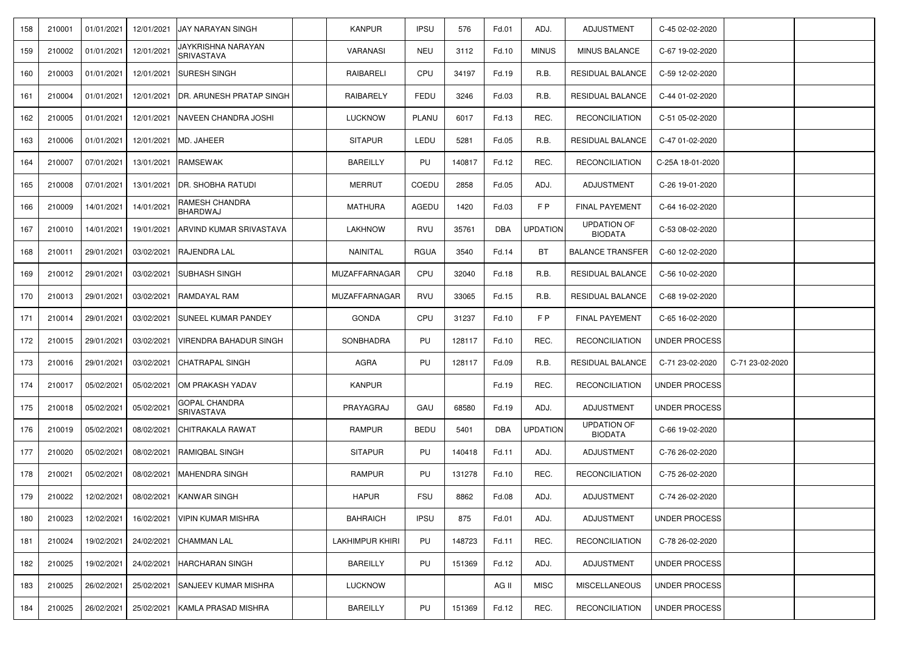| | | | | | | | | | | | | | | |
|---|---|---|---|---|---|---|---|---|---|---|---|---|---|---|
| 158 | 210001 | 01/01/2021 | 12/01/2021 | JAY NARAYAN SINGH | | KANPUR | IPSU | 576 | Fd.01 | ADJ. | ADJUSTMENT | C-45 02-02-2020 | | |
| 159 | 210002 | 01/01/2021 | 12/01/2021 | JAYKRISHNA NARAYAN SRIVASTAVA | | VARANASI | NEU | 3112 | Fd.10 | MINUS | MINUS BALANCE | C-67 19-02-2020 | | |
| 160 | 210003 | 01/01/2021 | 12/01/2021 | SURESH SINGH | | RAIBARELI | CPU | 34197 | Fd.19 | R.B. | RESIDUAL BALANCE | C-59 12-02-2020 | | |
| 161 | 210004 | 01/01/2021 | 12/01/2021 | DR. ARUNESH PRATAP SINGH | | RAIBARELY | FEDU | 3246 | Fd.03 | R.B. | RESIDUAL BALANCE | C-44 01-02-2020 | | |
| 162 | 210005 | 01/01/2021 | 12/01/2021 | NAVEEN CHANDRA JOSHI | | LUCKNOW | PLANU | 6017 | Fd.13 | REC. | RECONCILIATION | C-51 05-02-2020 | | |
| 163 | 210006 | 01/01/2021 | 12/01/2021 | MD. JAHEER | | SITAPUR | LEDU | 5281 | Fd.05 | R.B. | RESIDUAL BALANCE | C-47 01-02-2020 | | |
| 164 | 210007 | 07/01/2021 | 13/01/2021 | RAMSEWAK | | BAREILLY | PU | 140817 | Fd.12 | REC. | RECONCILIATION | C-25A 18-01-2020 | | |
| 165 | 210008 | 07/01/2021 | 13/01/2021 | DR. SHOBHA RATUDI | | MERRUT | COEDU | 2858 | Fd.05 | ADJ. | ADJUSTMENT | C-26 19-01-2020 | | |
| 166 | 210009 | 14/01/2021 | 14/01/2021 | RAMESH CHANDRA BHARDWAJ | | MATHURA | AGEDU | 1420 | Fd.03 | F P | FINAL PAYEMENT | C-64 16-02-2020 | | |
| 167 | 210010 | 14/01/2021 | 19/01/2021 | ARVIND KUMAR SRIVASTAVA | | LAKHNOW | RVU | 35761 | DBA | UPDATION | UPDATION OF BIODATA | C-53 08-02-2020 | | |
| 168 | 210011 | 29/01/2021 | 03/02/2021 | RAJENDRA LAL | | NAINITAL | RGUA | 3540 | Fd.14 | BT | BALANCE TRANSFER | C-60 12-02-2020 | | |
| 169 | 210012 | 29/01/2021 | 03/02/2021 | SUBHASH SINGH | | MUZAFFARNAGAR | CPU | 32040 | Fd.18 | R.B. | RESIDUAL BALANCE | C-56 10-02-2020 | | |
| 170 | 210013 | 29/01/2021 | 03/02/2021 | RAMDAYAL RAM | | MUZAFFARNAGAR | RVU | 33065 | Fd.15 | R.B. | RESIDUAL BALANCE | C-68 19-02-2020 | | |
| 171 | 210014 | 29/01/2021 | 03/02/2021 | SUNEEL KUMAR PANDEY | | GONDA | CPU | 31237 | Fd.10 | F P | FINAL PAYEMENT | C-65 16-02-2020 | | |
| 172 | 210015 | 29/01/2021 | 03/02/2021 | VIRENDRA BAHADUR SINGH | | SONBHADRA | PU | 128117 | Fd.10 | REC. | RECONCILIATION | UNDER PROCESS | | |
| 173 | 210016 | 29/01/2021 | 03/02/2021 | CHATRAPAL SINGH | | AGRA | PU | 128117 | Fd.09 | R.B. | RESIDUAL BALANCE | C-71 23-02-2020 | C-71 23-02-2020 | |
| 174 | 210017 | 05/02/2021 | 05/02/2021 | OM PRAKASH YADAV | | KANPUR | | | Fd.19 | REC. | RECONCILIATION | UNDER PROCESS | | |
| 175 | 210018 | 05/02/2021 | 05/02/2021 | GOPAL CHANDRA SRIVASTAVA | | PRAYAGRAJ | GAU | 68580 | Fd.19 | ADJ. | ADJUSTMENT | UNDER PROCESS | | |
| 176 | 210019 | 05/02/2021 | 08/02/2021 | CHITRAKALA RAWAT | | RAMPUR | BEDU | 5401 | DBA | UPDATION | UPDATION OF BIODATA | C-66 19-02-2020 | | |
| 177 | 210020 | 05/02/2021 | 08/02/2021 | RAMIQBAL SINGH | | SITAPUR | PU | 140418 | Fd.11 | ADJ. | ADJUSTMENT | C-76 26-02-2020 | | |
| 178 | 210021 | 05/02/2021 | 08/02/2021 | MAHENDRA SINGH | | RAMPUR | PU | 131278 | Fd.10 | REC. | RECONCILIATION | C-75 26-02-2020 | | |
| 179 | 210022 | 12/02/2021 | 08/02/2021 | KANWAR SINGH | | HAPUR | FSU | 8862 | Fd.08 | ADJ. | ADJUSTMENT | C-74 26-02-2020 | | |
| 180 | 210023 | 12/02/2021 | 16/02/2021 | VIPIN KUMAR MISHRA | | BAHRAICH | IPSU | 875 | Fd.01 | ADJ. | ADJUSTMENT | UNDER PROCESS | | |
| 181 | 210024 | 19/02/2021 | 24/02/2021 | CHAMMAN LAL | | LAKHIMPUR KHIRI | PU | 148723 | Fd.11 | REC. | RECONCILIATION | C-78 26-02-2020 | | |
| 182 | 210025 | 19/02/2021 | 24/02/2021 | HARCHARAN SINGH | | BAREILLY | PU | 151369 | Fd.12 | ADJ. | ADJUSTMENT | UNDER PROCESS | | |
| 183 | 210025 | 26/02/2021 | 25/02/2021 | SANJEEV KUMAR MISHRA | | LUCKNOW | | | AG II | MISC | MISCELLANEOUS | UNDER PROCESS | | |
| 184 | 210025 | 26/02/2021 | 25/02/2021 | KAMLA PRASAD MISHRA | | BAREILLY | PU | 151369 | Fd.12 | REC. | RECONCILIATION | UNDER PROCESS | | |